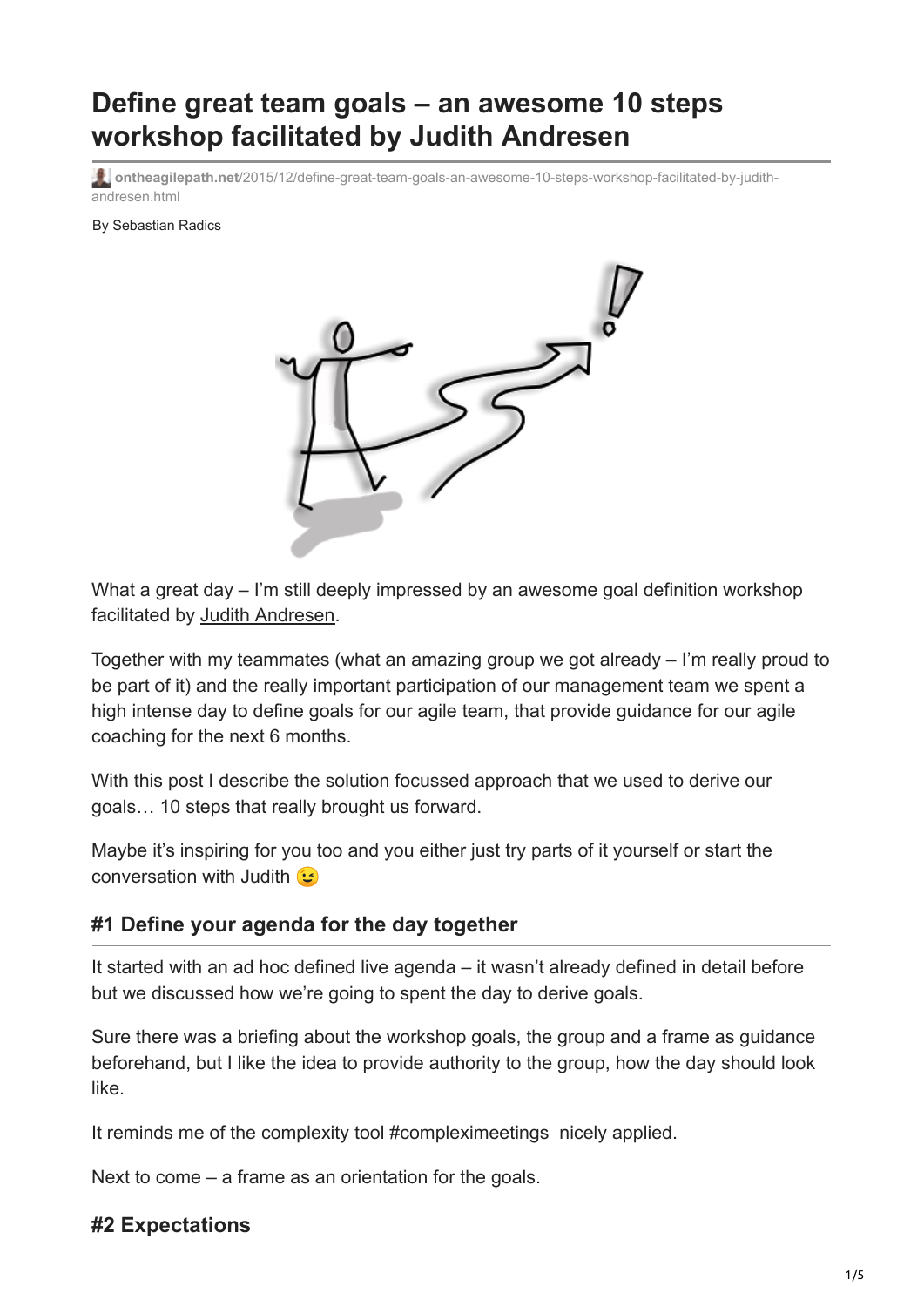# Define great team goals – an awesome 10 steps workshop facilitated by Judith Andresen

ontheagilepath.net/2015/12/define-great-team-goals-an-awesome-10-steps-workshop-facilitated-by-judith-andresen.html

By Sebastian Radics

What a great day – I'm still deeply impressed by an awesome goal definition workshop facilitated by Judith Andresen.

Together with my teammates (what an amazing group we got already – I'm really proud to be part of it) and the really important participation of our management team we spent a high intense day to define goals for our agile team, that provide guidance for our agile coaching for the next 6 months.

With this post I describe the solution focussed approach that we used to derive our goals… 10 steps that really brought us forward.

Maybe it's inspiring for you too and you either just try parts of it yourself or start the conversation with Judith 😉

## #1 Define your agenda for the day together

It started with an ad hoc defined live agenda – it wasn't already defined in detail before but we discussed how we're going to spent the day to derive goals.

Sure there was a briefing about the workshop goals, the group and a frame as guidance beforehand, but I like the idea to provide authority to the group, how the day should look like.

It reminds me of the complexity tool #compleximeetings nicely applied.

Next to come – a frame as an orientation for the goals.

## #2 Expectations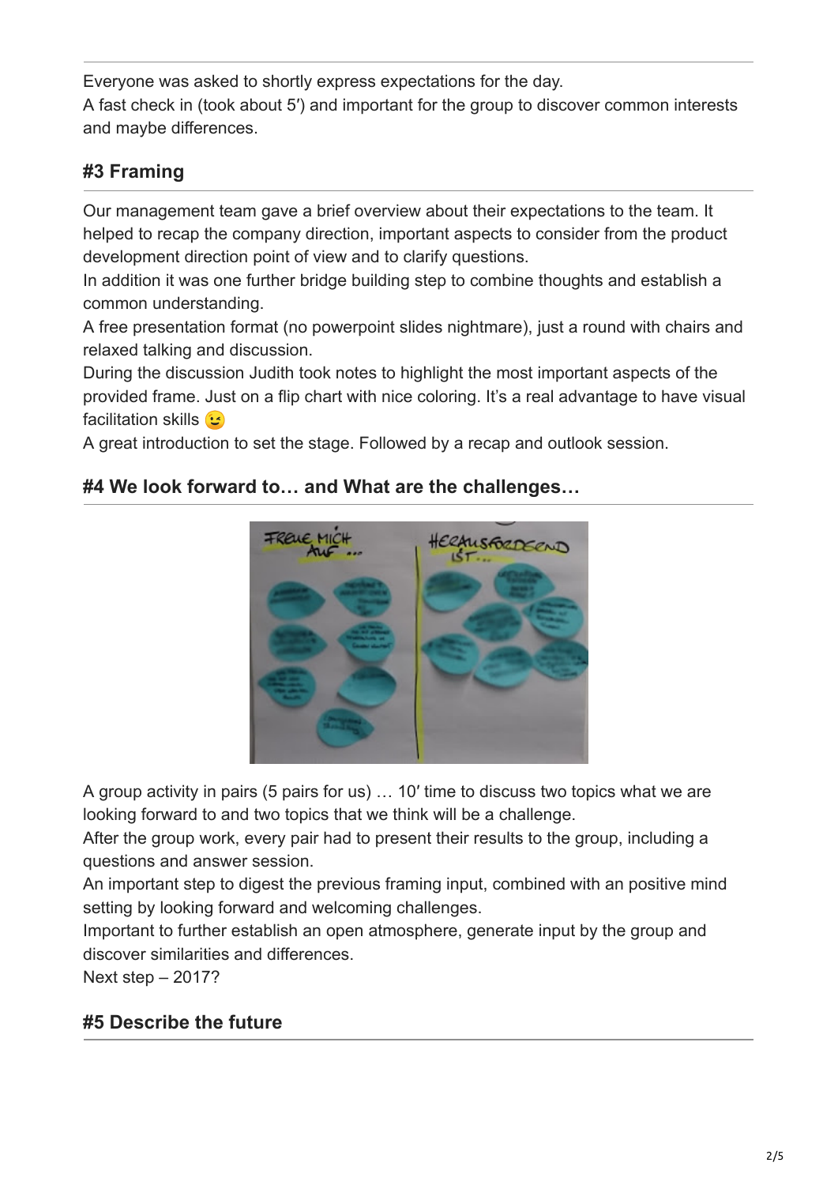Everyone was asked to shortly express expectations for the day.
A fast check in (took about 5′) and important for the group to discover common interests and maybe differences.

## #3 Framing

Our management team gave a brief overview about their expectations to the team. It helped to recap the company direction, important aspects to consider from the product development direction point of view and to clarify questions.
In addition it was one further bridge building step to combine thoughts and establish a common understanding.
A free presentation format (no powerpoint slides nightmare), just a round with chairs and relaxed talking and discussion.
During the discussion Judith took notes to highlight the most important aspects of the provided frame. Just on a flip chart with nice coloring. It's a real advantage to have visual facilitation skills 😉
A great introduction to set the stage. Followed by a recap and outlook session.

## #4 We look forward to… and What are the challenges…

A group activity in pairs (5 pairs for us) … 10′ time to discuss two topics what we are looking forward to and two topics that we think will be a challenge.
After the group work, every pair had to present their results to the group, including a questions and answer session.
An important step to digest the previous framing input, combined with an positive mind setting by looking forward and welcoming challenges.
Important to further establish an open atmosphere, generate input by the group and discover similarities and differences.
Next step – 2017?

## #5 Describe the future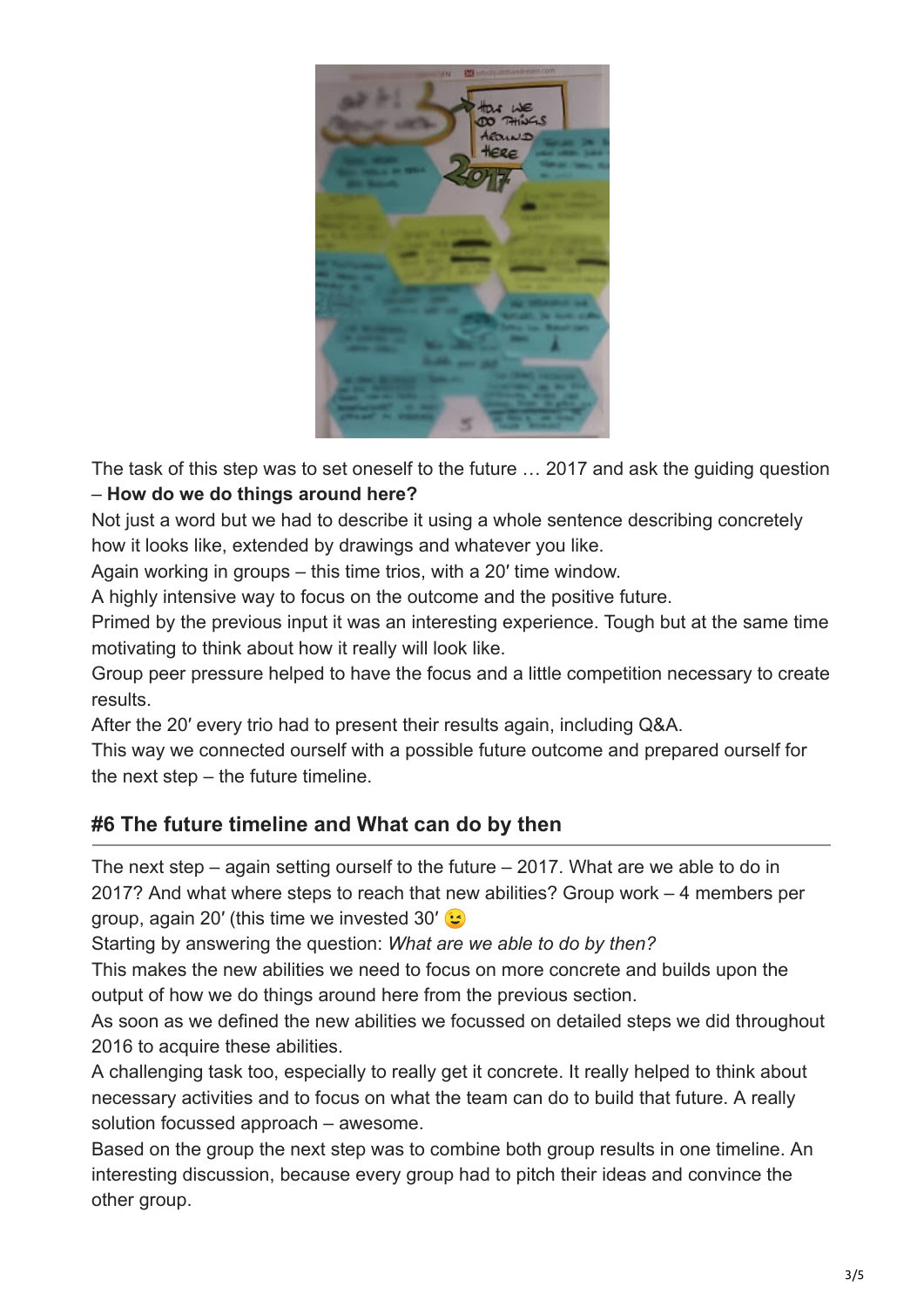The task of this step was to set oneself to the future … 2017 and ask the guiding question – **How do we do things around here?**
Not just a word but we had to describe it using a whole sentence describing concretely how it looks like, extended by drawings and whatever you like.
Again working in groups – this time trios, with a 20′ time window.
A highly intensive way to focus on the outcome and the positive future.
Primed by the previous input it was an interesting experience. Tough but at the same time motivating to think about how it really will look like.
Group peer pressure helped to have the focus and a little competition necessary to create results.
After the 20′ every trio had to present their results again, including Q&A.
This way we connected ourself with a possible future outcome and prepared ourself for the next step – the future timeline.

## #6 The future timeline and What can do by then

The next step – again setting ourself to the future – 2017. What are we able to do in 2017? And what where steps to reach that new abilities? Group work – 4 members per group, again 20′ (this time we invested 30′ 😉
Starting by answering the question: *What are we able to do by then?*
This makes the new abilities we need to focus on more concrete and builds upon the output of how we do things around here from the previous section.
As soon as we defined the new abilities we focussed on detailed steps we did throughout 2016 to acquire these abilities.
A challenging task too, especially to really get it concrete. It really helped to think about necessary activities and to focus on what the team can do to build that future. A really solution focussed approach – awesome.
Based on the group the next step was to combine both group results in one timeline. An interesting discussion, because every group had to pitch their ideas and convince the other group.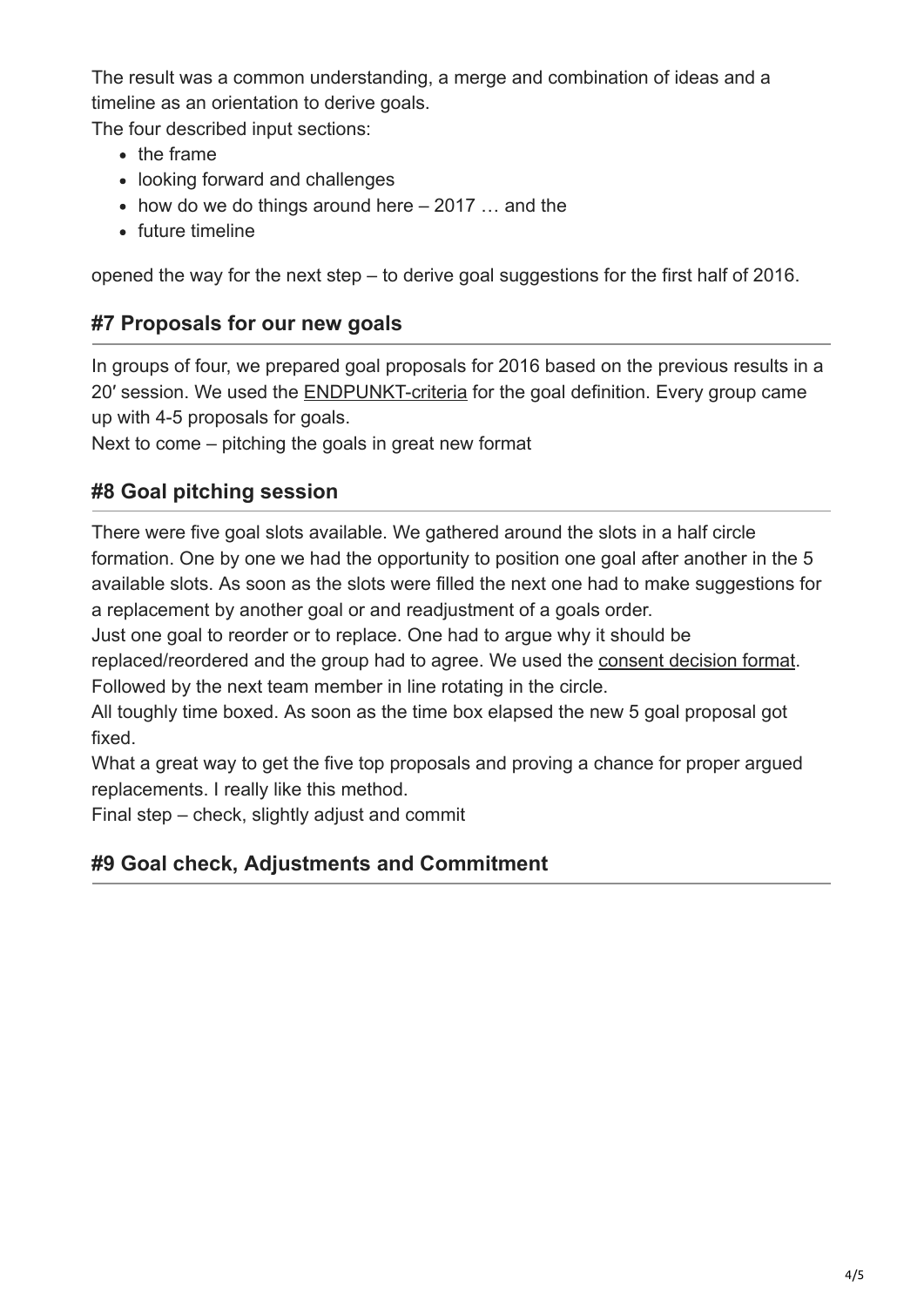The result was a common understanding, a merge and combination of ideas and a timeline as an orientation to derive goals.
The four described input sections:

- the frame
- looking forward and challenges
- how do we do things around here – 2017 … and the
- future timeline

opened the way for the next step – to derive goal suggestions for the first half of 2016.

## #7 Proposals for our new goals

In groups of four, we prepared goal proposals for 2016 based on the previous results in a 20′ session. We used the ENDPUNKT-criteria for the goal definition. Every group came up with 4-5 proposals for goals.
Next to come – pitching the goals in great new format

## #8 Goal pitching session

There were five goal slots available. We gathered around the slots in a half circle formation. One by one we had the opportunity to position one goal after another in the 5 available slots. As soon as the slots were filled the next one had to make suggestions for a replacement by another goal or and readjustment of a goals order.
Just one goal to reorder or to replace. One had to argue why it should be replaced/reordered and the group had to agree. We used the consent decision format.
Followed by the next team member in line rotating in the circle.
All toughly time boxed. As soon as the time box elapsed the new 5 goal proposal got fixed.
What a great way to get the five top proposals and proving a chance for proper argued replacements. I really like this method.
Final step – check, slightly adjust and commit

## #9 Goal check, Adjustments and Commitment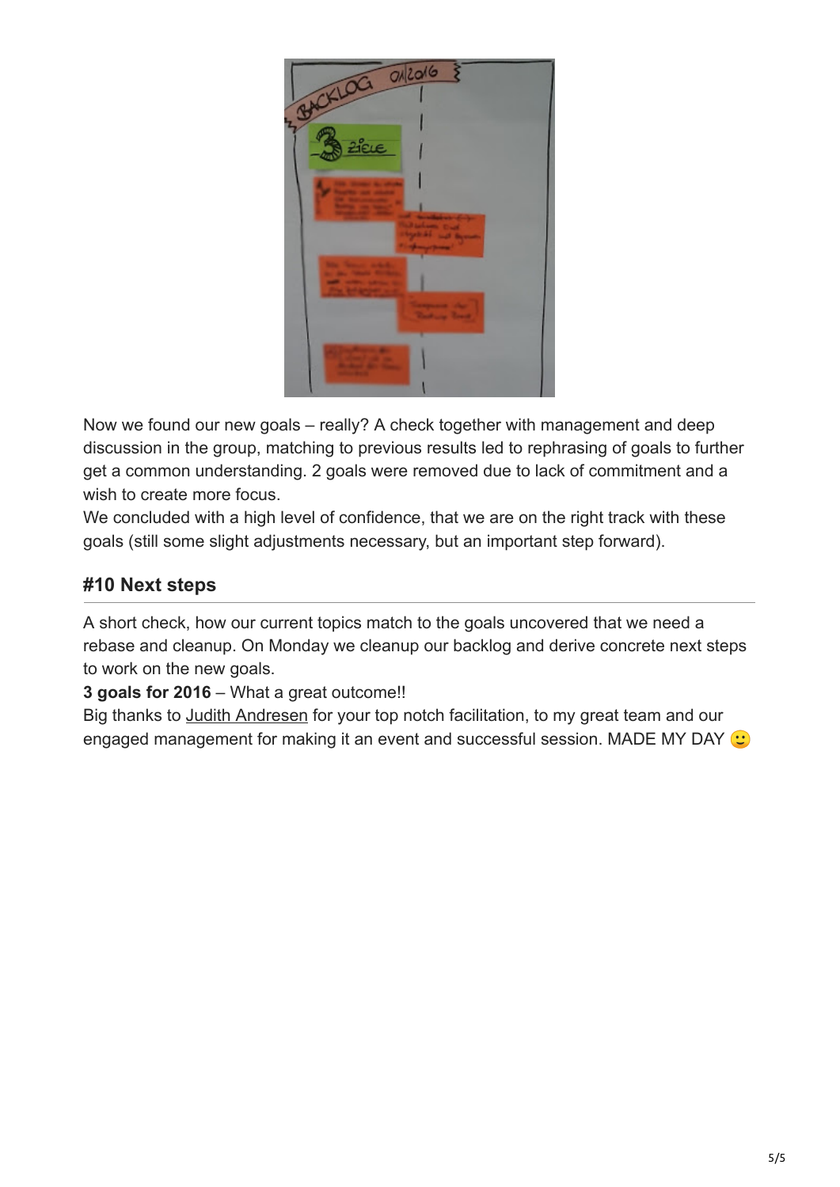Now we found our new goals – really? A check together with management and deep discussion in the group, matching to previous results led to rephrasing of goals to further get a common understanding. 2 goals were removed due to lack of commitment and a wish to create more focus.
We concluded with a high level of confidence, that we are on the right track with these goals (still some slight adjustments necessary, but an important step forward).

### #10 Next steps

A short check, how our current topics match to the goals uncovered that we need a rebase and cleanup. On Monday we cleanup our backlog and derive concrete next steps to work on the new goals.
**3 goals for 2016** – What a great outcome!!
Big thanks to Judith Andresen for your top notch facilitation, to my great team and our engaged management for making it an event and successful session. MADE MY DAY 🙂